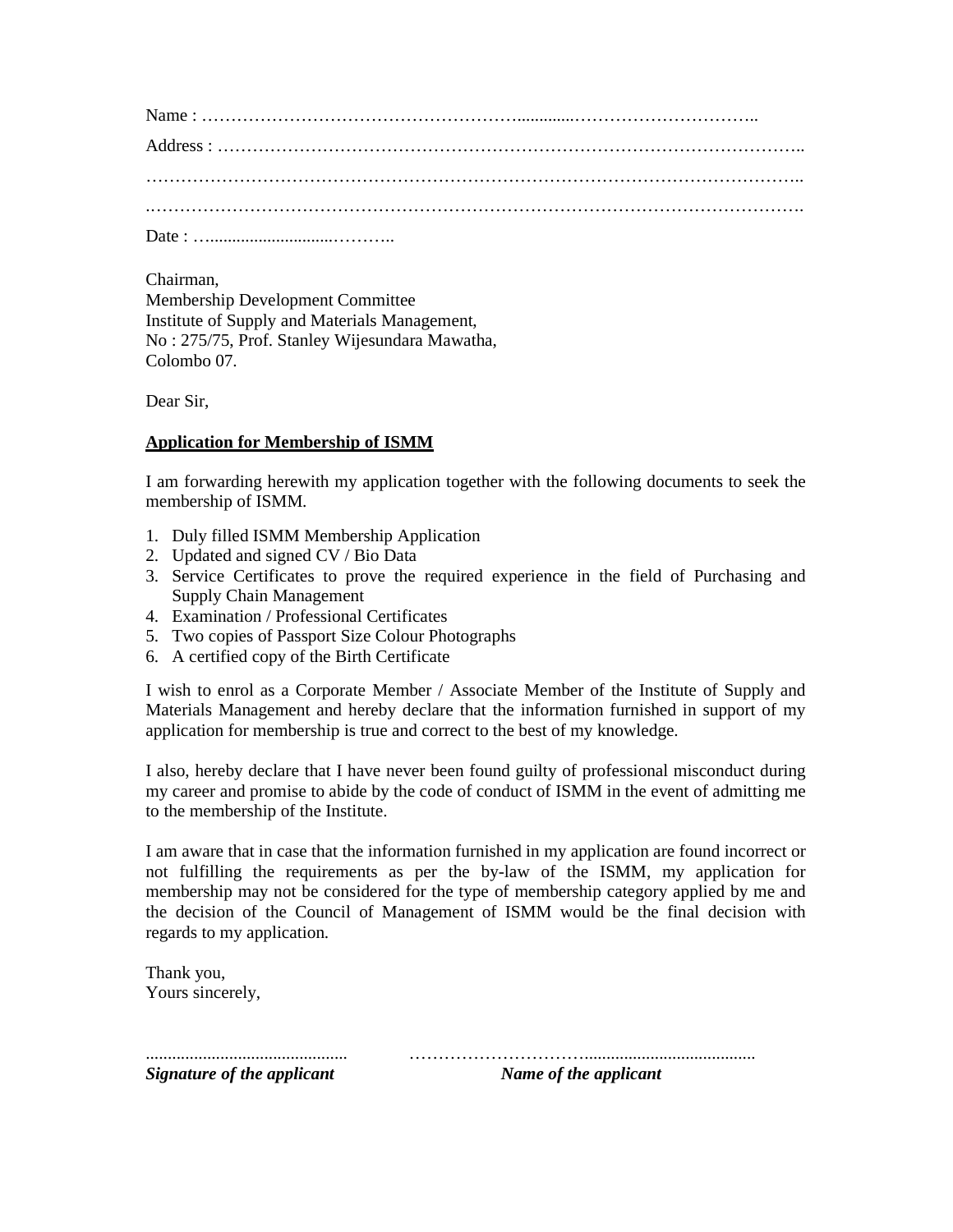Name : …………………………………………………..............…………………………..

Address : ………………………………………………………………………………………..

…………………………………………………………………………………………………..

.………………………………………………………………………………………………….

Date : …...........................………..

Chairman,
Membership Development Committee
Institute of Supply and Materials Management,
No : 275/75, Prof. Stanley Wijesundara Mawatha,
Colombo 07.

Dear Sir,

**Application for Membership of ISMM**

I am forwarding herewith my application together with the following documents to seek the membership of ISMM.

1. Duly filled ISMM Membership Application
2. Updated and signed CV / Bio Data
3. Service Certificates to prove the required experience in the field of Purchasing and Supply Chain Management
4. Examination / Professional Certificates
5. Two copies of Passport Size Colour Photographs
6. A certified copy of the Birth Certificate

I wish to enrol as a Corporate Member / Associate Member of the Institute of Supply and Materials Management and hereby declare that the information furnished in support of my application for membership is true and correct to the best of my knowledge.

I also, hereby declare that I have never been found guilty of professional misconduct during my career and promise to abide by the code of conduct of ISMM in the event of admitting me to the membership of the Institute.

I am aware that in case that the information furnished in my application are found incorrect or not fulfilling the requirements as per the by-law of the ISMM, my application for membership may not be considered for the type of membership category applied by me and the decision of the Council of Management of ISMM would be the final decision with regards to my application.

Thank you,
Yours sincerely,

............................................ ……………………………......................................

***Signature of the applicant*** ***Name of the applicant***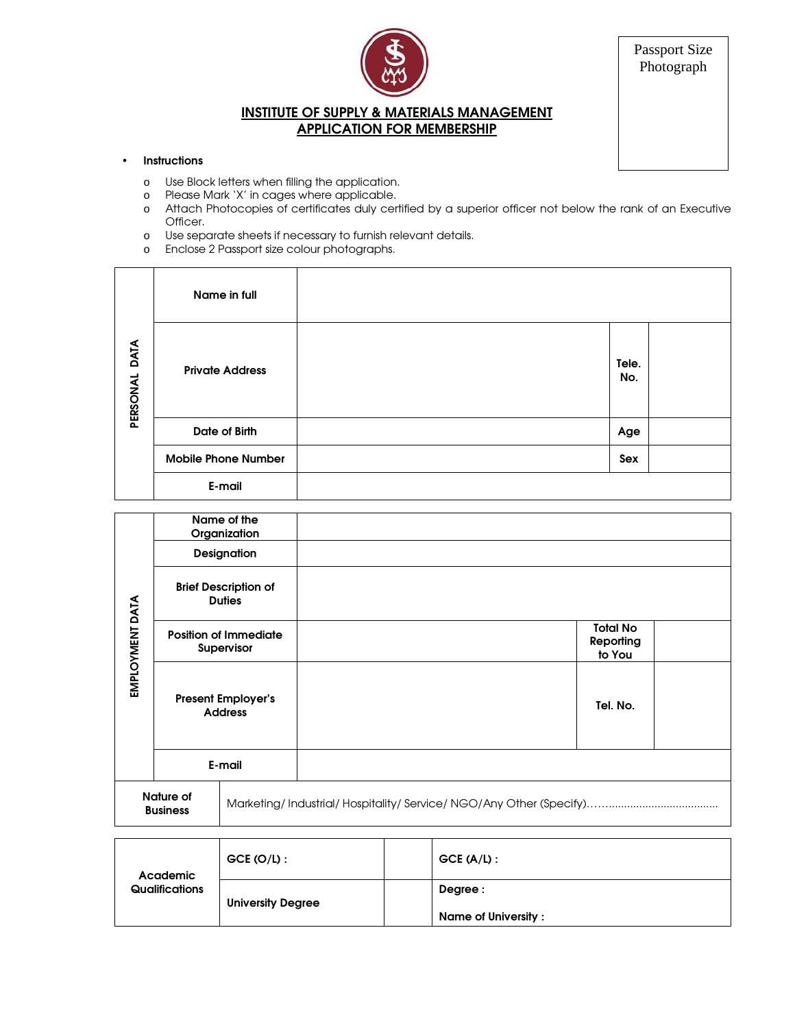Passport Size Photograph

# INSTITUTE OF SUPPLY & MATERIALS MANAGEMENT
## APPLICATION FOR MEMBERSHIP

- **Instructions**
  - Use Block letters when filling the application.
  - Please Mark 'X' in cages where applicable.
  - Attach Photocopies of certificates duly certified by a superior officer not below the rank of an Executive Officer.
  - Use separate sheets if necessary to furnish relevant details.
  - Enclose 2 Passport size colour photographs.

| PERSONAL DATA | | | | |
|---|---|---|---|---|
| | **Name in full** | | | |
| | **Private Address** | | **Tele. No.** | |
| | **Date of Birth** | | **Age** | |
| | **Mobile Phone Number** | | **Sex** | |
| | **E-mail** | | | |

| EMPLOYMENT DATA | | | | |
|---|---|---|---|---|
| | **Name of the Organization** | | | |
| | **Designation** | | | |
| | **Brief Description of Duties** | | | |
| | **Position of Immediate Supervisor** | | **Total No Reporting to You** | |
| | **Present Employer's Address** | | **Tel. No.** | |
| | **E-mail** | | | |
| **Nature of Business** | Marketing/ Industrial/ Hospitality/ Service/ NGO/Any Other (Specify)…….................................... | | | |

| **Academic Qualifications** | **GCE (O/L) :** | | **GCE (A/L) :** |
|---|---|---|---|
| | **University Degree** | | **Degree :** <br> **Name of University :** |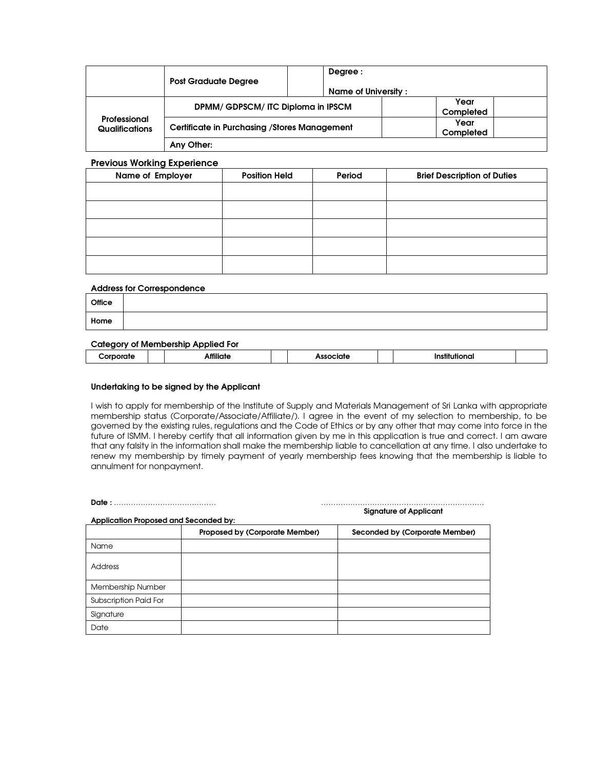|  | Post Graduate Degree |  | Degree :<br>Name of University : |  |  |
|---|---|---|---|---|---|
| Professional Qualifications | DPMM/ GDPSCM/ ITC Diploma in IPSCM |  | Year Completed |  |  |
|  | Certificate in Purchasing /Stores Management |  | Year Completed |  |  |
|  | Any Other: |  |  |  |  |

### Previous Working Experience

| Name of Employer | Position Held | Period | Brief Description of Duties |
|---|---|---|---|
|  |  |  |  |
|  |  |  |  |
|  |  |  |  |
|  |  |  |  |
|  |  |  |  |

### Address for Correspondence

| Office |  |
|---|---|
| Home |  |

### Category of Membership Applied For

| Corporate |  | Affiliate |  | Associate |  | Institutional |  |
|---|---|---|---|---|---|---|---|

### Undertaking to be signed by the Applicant

I wish to apply for membership of the Institute of Supply and Materials Management of Sri Lanka with appropriate membership status (Corporate/Associate/Affiliate/). I agree in the event of my selection to membership, to be governed by the existing rules, regulations and the Code of Ethics or by any other that may come into force in the future of ISMM. I hereby certify that all information given by me in this application is true and correct. I am aware that any falsity in the information shall make the membership liable to cancellation at any time. I also undertake to renew my membership by timely payment of yearly membership fees knowing that the membership is liable to annulment for nonpayment.

**Date :** …………………………………… ……………………………………………………………
**Signature of Applicant**

**Application Proposed and Seconded by:**

|  | Proposed by (Corporate Member) | Seconded by (Corporate Member) |
|---|---|---|
| Name |  |  |
| Address |  |  |
| Membership Number |  |  |
| Subscription Paid For |  |  |
| Signature |  |  |
| Date |  |  |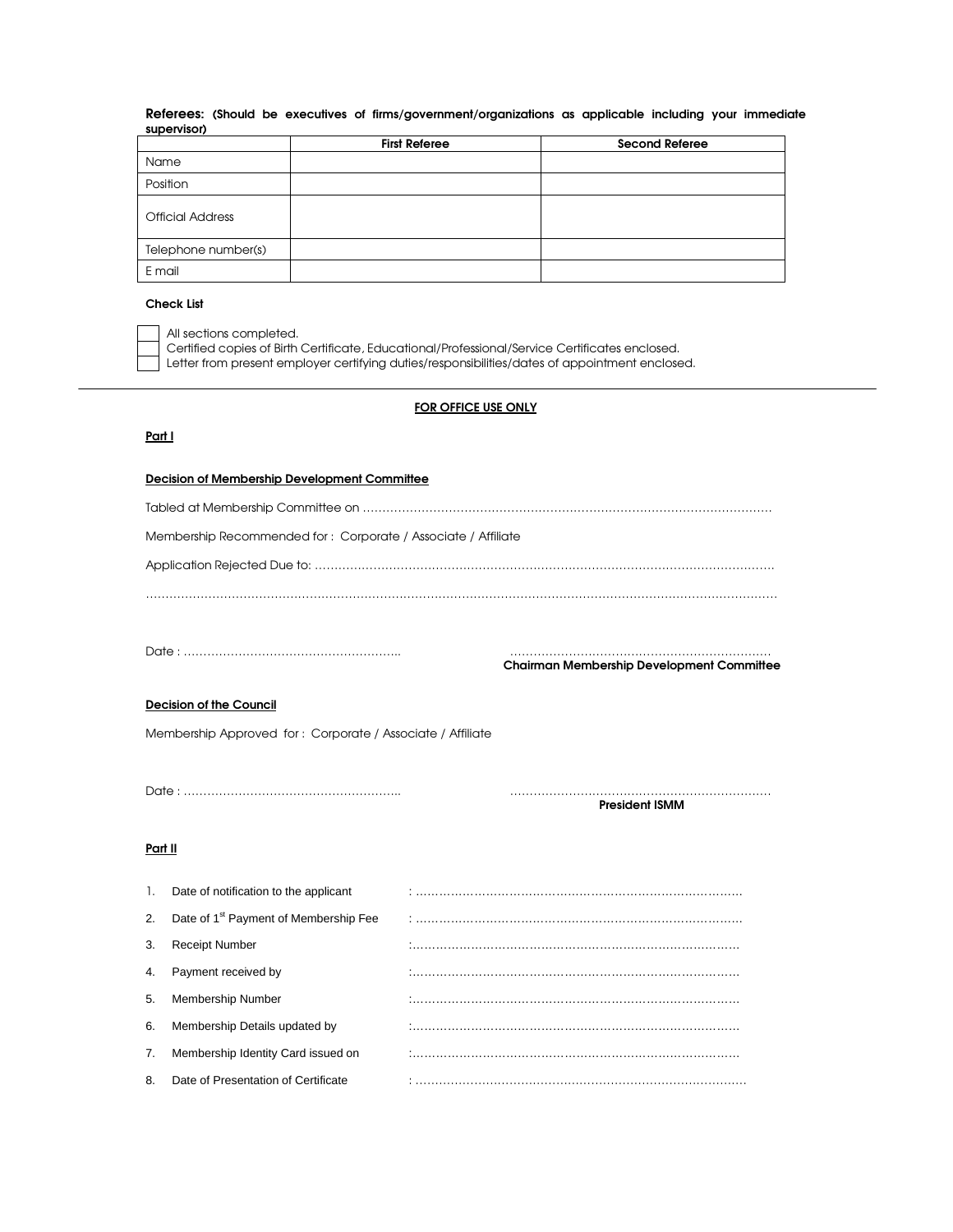**Referees:** **(Should be executives of firms/government/organizations as applicable including your immediate supervisor)**

| | First Referee | Second Referee |
|---|---|---|
| Name | | |
| Position | | |
| Official Address | | |
| Telephone number(s) | | |
| E mail | | |

**Check List**

- ☐ All sections completed.
- ☐ Certified copies of Birth Certificate, Educational/Professional/Service Certificates enclosed.
- ☐ Letter from present employer certifying duties/responsibilities/dates of appointment enclosed.

---

**FOR OFFICE USE ONLY**

**Part I**

**Decision of Membership Development Committee**

Tabled at Membership Committee on …………………………………………………………………………………………

Membership Recommended for : Corporate / Associate / Affiliate

Application Rejected Due to: ………………………………………………………………………………………………………

……………………………………………………………………………………………………………………………………………

Date : ………………………………………………..

……………………………………………………………
**Chairman Membership Development Committee**

**Decision of the Council**

Membership Approved for : Corporate / Associate / Affiliate

Date : ………………………………………………..

……………………………………………………………
**President ISMM**

**Part II**

1. Date of notification to the applicant : ……………………………………………………………………………
2. Date of 1st Payment of Membership Fee : ……………………………………………………………………………
3. Receipt Number :……………………………………………………………………………
4. Payment received by :……………………………………………………………………………
5. Membership Number :……………………………………………………………………………
6. Membership Details updated by :……………………………………………………………………………
7. Membership Identity Card issued on :……………………………………………………………………………
8. Date of Presentation of Certificate : ……………………………………………………………………………